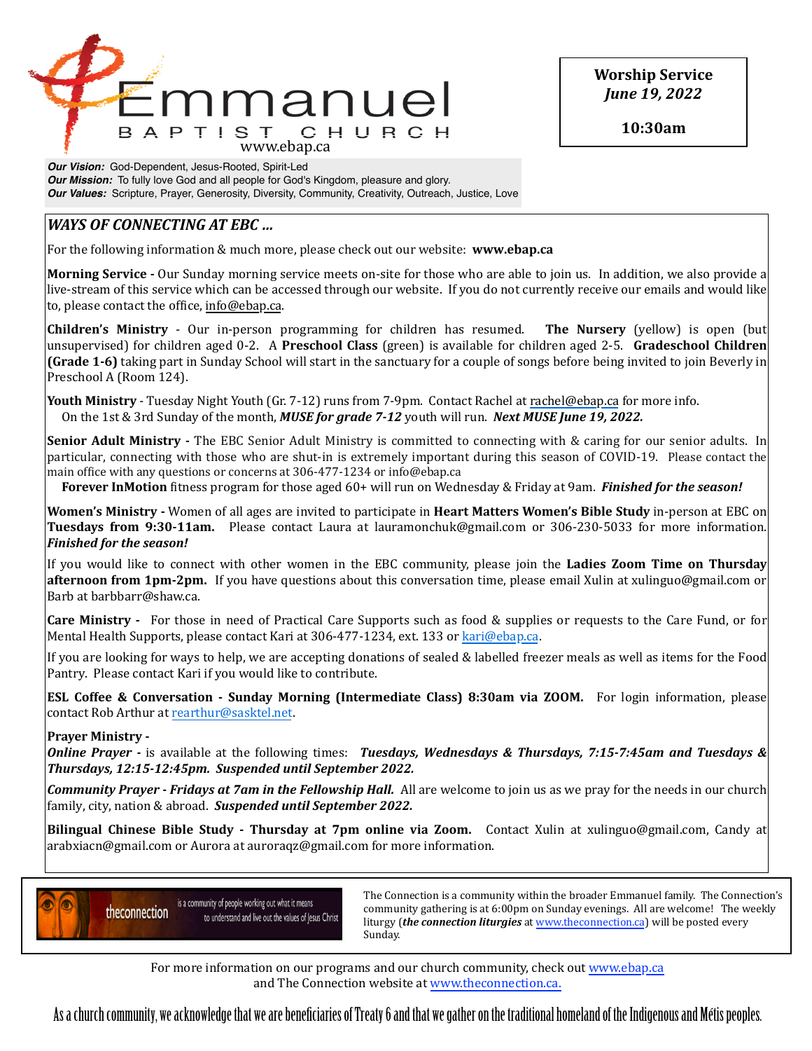# Emmanuel BAPTIST CHURCH

www.ebap.ca

**Worship Service**
***June 19, 2022***

**10:30am**

***Our Vision:*** God-Dependent, Jesus-Rooted, Spirit-Led
***Our Mission:*** To fully love God and all people for God's Kingdom, pleasure and glory.
***Our Values:*** Scripture, Prayer, Generosity, Diversity, Community, Creativity, Outreach, Justice, Love

## *WAYS OF CONNECTING AT EBC ...*

For the following information & much more, please check out our website: **www.ebap.ca**

**Morning Service -** Our Sunday morning service meets on-site for those who are able to join us. In addition, we also provide a live-stream of this service which can be accessed through our website. If you do not currently receive our emails and would like to, please contact the office, info@ebap.ca.

**Children's Ministry** - Our in-person programming for children has resumed. **The Nursery** (yellow) is open (but unsupervised) for children aged 0-2. A **Preschool Class** (green) is available for children aged 2-5. **Gradeschool Children (Grade 1-6)** taking part in Sunday School will start in the sanctuary for a couple of songs before being invited to join Beverly in Preschool A (Room 124).

**Youth Ministry** - Tuesday Night Youth (Gr. 7-12) runs from 7-9pm. Contact Rachel at rachel@ebap.ca for more info.
On the 1st & 3rd Sunday of the month, ***MUSE for grade 7-12*** youth will run. ***Next MUSE June 19, 2022.***

**Senior Adult Ministry -** The EBC Senior Adult Ministry is committed to connecting with & caring for our senior adults. In particular, connecting with those who are shut-in is extremely important during this season of COVID-19. Please contact the main office with any questions or concerns at 306-477-1234 or info@ebap.ca
**Forever InMotion** fitness program for those aged 60+ will run on Wednesday & Friday at 9am. ***Finished for the season!***

**Women's Ministry -** Women of all ages are invited to participate in **Heart Matters Women's Bible Study** in-person at EBC on **Tuesdays from 9:30-11am.** Please contact Laura at lauramonchuk@gmail.com or 306-230-5033 for more information. ***Finished for the season!***

If you would like to connect with other women in the EBC community, please join the **Ladies Zoom Time on Thursday afternoon from 1pm-2pm.** If you have questions about this conversation time, please email Xulin at xulinguo@gmail.com or Barb at barbbarr@shaw.ca.

**Care Ministry -** For those in need of Practical Care Supports such as food & supplies or requests to the Care Fund, or for Mental Health Supports, please contact Kari at 306-477-1234, ext. 133 or kari@ebap.ca.

If you are looking for ways to help, we are accepting donations of sealed & labelled freezer meals as well as items for the Food Pantry. Please contact Kari if you would like to contribute.

**ESL Coffee & Conversation - Sunday Morning (Intermediate Class) 8:30am via ZOOM.** For login information, please contact Rob Arthur at rearthur@sasktel.net.

**Prayer Ministry -**
***Online Prayer -*** is available at the following times: ***Tuesdays, Wednesdays & Thursdays, 7:15-7:45am and Tuesdays & Thursdays, 12:15-12:45pm. Suspended until September 2022.***

***Community Prayer - Fridays at 7am in the Fellowship Hall.*** All are welcome to join us as we pray for the needs in our church family, city, nation & abroad. ***Suspended until September 2022.***

**Bilingual Chinese Bible Study - Thursday at 7pm online via Zoom.** Contact Xulin at xulinguo@gmail.com, Candy at arabxiacn@gmail.com or Aurora at auroraqz@gmail.com for more information.

theconnection is a community of people working out what it means to understand and live out the values of Jesus Christ

The Connection is a community within the broader Emmanuel family. The Connection's community gathering is at 6:00pm on Sunday evenings. All are welcome! The weekly liturgy (***the connection liturgies*** at www.theconnection.ca) will be posted every Sunday.

For more information on our programs and our church community, check out www.ebap.ca and The Connection website at www.theconnection.ca.

As a church community, we acknowledge that we are beneficiaries of Treaty 6 and that we gather on the traditional homeland of the Indigenous and Métis peoples.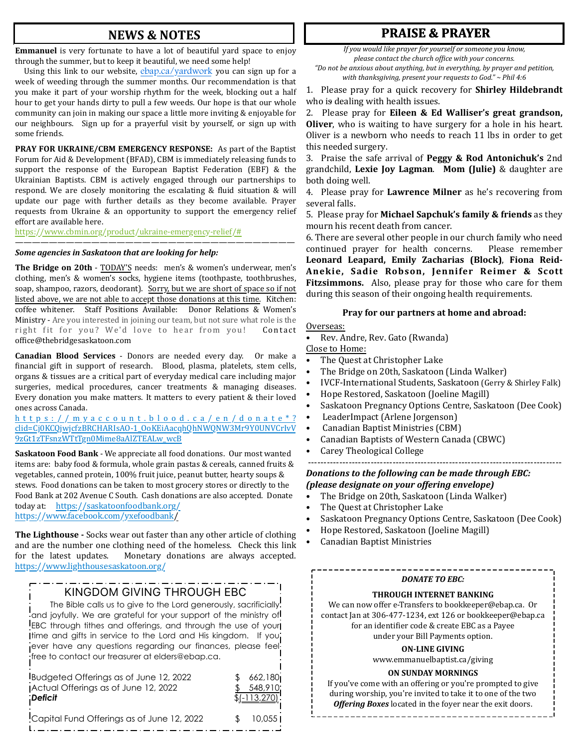## NEWS & NOTES

**Emmanuel** is very fortunate to have a lot of beautiful yard space to enjoy through the summer, but to keep it beautiful, we need some help!

Using this link to our website, ebap.ca/yardwork you can sign up for a week of weeding through the summer months. Our recommendation is that you make it part of your worship rhythm for the week, blocking out a half hour to get your hands dirty to pull a few weeds. Our hope is that our whole community can join in making our space a little more inviting & enjoyable for our neighbours. Sign up for a prayerful visit by yourself, or sign up with some friends.

**PRAY FOR UKRAINE/CBM EMERGENCY RESPONSE:** As part of the Baptist Forum for Aid & Development (BFAD), CBM is immediately releasing funds to support the response of the European Baptist Federation (EBF) & the Ukrainian Baptists. CBM is actively engaged through our partnerships to respond. We are closely monitoring the escalating & fluid situation & will update our page with further details as they become available. Prayer requests from Ukraine & an opportunity to support the emergency relief effort are available here.

https://www.cbmin.org/product/ukraine-emergency-relief/#

---

***Some agencies in Saskatoon that are looking for help:***

**The Bridge on 20th** - TODAY'S needs: men's & women's underwear, men's clothing, men's & women's socks, hygiene items (toothpaste, toothbrushes, soap, shampoo, razors, deodorant). Sorry, but we are short of space so if not listed above, we are not able to accept those donations at this time. Kitchen: coffee whitener. Staff Positions Available: Donor Relations & Women's Ministry - Are you interested in joining our team, but not sure what role is the right fit for you? We'd love to hear from you! Contact office@thebridgesaskatoon.com

**Canadian Blood Services** - Donors are needed every day. Or make a financial gift in support of research. Blood, plasma, platelets, stem cells, organs & tissues are a critical part of everyday medical care including major surgeries, medical procedures, cancer treatments & managing diseases. Every donation you make matters. It matters to every patient & their loved ones across Canada.

https://myaccount.blood.ca/en/donate*?clid=Cj0KCQjwjcfzBRCHARIsAO-1_OoKEiAacqhQhNWQNW3Mr9Y0UNVCrIvV9zGt1zTFsnzWTtTgn0Mime8aAlZTEALw_wcB

**Saskatoon Food Bank** - We appreciate all food donations. Our most wanted items are: baby food & formula, whole grain pastas & cereals, canned fruits & vegetables, canned protein, 100% fruit juice, peanut butter, hearty soups & stews. Food donations can be taken to most grocery stores or directly to the Food Bank at 202 Avenue C South. Cash donations are also accepted. Donate today at: https://saskatoonfoodbank.org/
https://www.facebook.com/yxefoodbank/

**The Lighthouse -** Socks wear out faster than any other article of clothing and are the number one clothing need of the homeless. Check this link for the latest updates. Monetary donations are always accepted. https://www.lighthousesaskatoon.org/

### KINGDOM GIVING THROUGH EBC

The Bible calls us to give to the Lord generously, sacrificially and joyfully. We are grateful for your support of the ministry of EBC through tithes and offerings, and through the use of your time and gifts in service to the Lord and His kingdom. If you ever have any questions regarding our finances, please feel free to contact our treasurer at elders@ebap.ca.

| | |
|---|---|
| Budgeted Offerings as of June 12, 2022 | $ 662,180 |
| Actual Offerings as of June 12, 2022 | $ 548,910 |
| ***Deficit*** | $(-113,270) |
| Capital Fund Offerings as of June 12, 2022 | $ 10,055 |

## PRAISE & PRAYER

*If you would like prayer for yourself or someone you know, please contact the church office with your concerns.*
*"Do not be anxious about anything, but in everything, by prayer and petition, with thanksgiving, present your requests to God." ~ Phil 4:6*

1. Please pray for a quick recovery for **Shirley Hildebrandt** who is dealing with health issues.
2. Please pray for **Eileen & Ed Walliser's great grandson, Oliver**, who is waiting to have surgery for a hole in his heart. Oliver is a newborn who needs to reach 11 lbs in order to get this needed surgery.
3. Praise the safe arrival of **Peggy & Rod Antonichuk's** 2nd grandchild, **Lexie Joy Lagman**. **Mom (Julie)** & daughter are both doing well.
4. Please pray for **Lawrence Milner** as he's recovering from several falls.
5. Please pray for **Michael Sapchuk's family & friends** as they mourn his recent death from cancer.
6. There are several other people in our church family who need continued prayer for health concerns. Please remember **Leonard Leapard, Emily Zacharias (Block)**, **Fiona Reid-Anekie, Sadie Robson, Jennifer Reimer & Scott Fitzsimmons.** Also, please pray for those who care for them during this season of their ongoing health requirements.

#### Pray for our partners at home and abroad:

Overseas:

- Rev. Andre, Rev. Gato (Rwanda)

Close to Home:

- The Quest at Christopher Lake
- The Bridge on 20th, Saskatoon (Linda Walker)
- IVCF-International Students, Saskatoon (Gerry & Shirley Falk)
- Hope Restored, Saskatoon (Joeline Magill)
- Saskatoon Pregnancy Options Centre, Saskatoon (Dee Cook)
- LeaderImpact (Arlene Jorgenson)
- Canadian Baptist Ministries (CBM)
- Canadian Baptists of Western Canada (CBWC)
- Carey Theological College

---

***Donations to the following can be made through EBC: (please designate on your offering envelope)***

- The Bridge on 20th, Saskatoon (Linda Walker)
- The Quest at Christopher Lake
- Saskatoon Pregnancy Options Centre, Saskatoon (Dee Cook)
- Hope Restored, Saskatoon (Joeline Magill)
- Canadian Baptist Ministries

***DONATE TO EBC:***

**THROUGH INTERNET BANKING**

We can now offer e-Transfers to bookkeeper@ebap.ca. Or contact Jan at 306-477-1234, ext 126 or bookkeeper@ebap.ca for an identifier code & create EBC as a Payee under your Bill Payments option.

**ON-LINE GIVING**

www.emmanuelbaptist.ca/giving

**ON SUNDAY MORNINGS**

If you've come with an offering or you're prompted to give during worship, you're invited to take it to one of the two ***Offering Boxes*** located in the foyer near the exit doors.